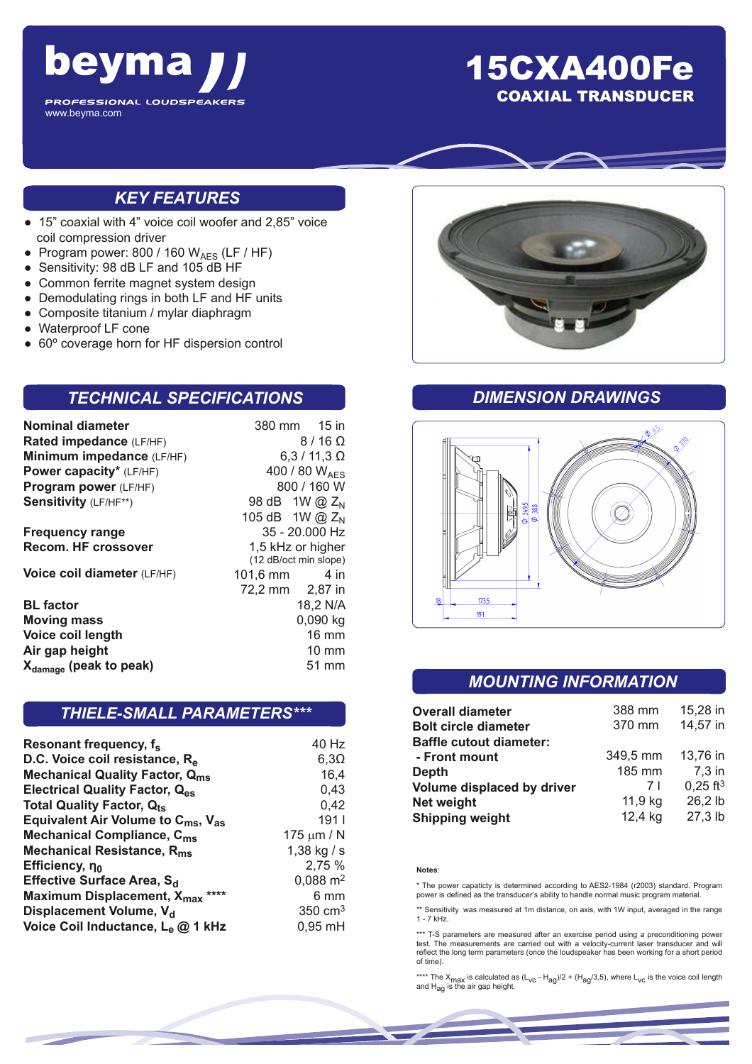# beyma

PROFESSIONAL LOUDSPEAKERS
www.beyma.com

# 15CXA400Fe

## COAXIAL TRANSDUCER

## KEY FEATURES

- 15" coaxial with 4" voice coil woofer and 2,85" voice coil compression driver
- Program power: 800 / 160 $W_{AES}$ (LF / HF)
- Sensitivity: 98 dB LF and 105 dB HF
- Common ferrite magnet system design
- Demodulating rings in both LF and HF units
- Composite titanium / mylar diaphragm
- Waterproof LF cone
- 60º coverage horn for HF dispersion control

## TECHNICAL SPECIFICATIONS

| | | |
|---|---|---|
| **Nominal diameter** | 380 mm | 15 in |
| **Rated impedance** (LF/HF) | | 8 / 16 Ω |
| **Minimum impedance** (LF/HF) | | 6,3 / 11,3 Ω |
| **Power capacity*** (LF/HF) | | 400 / 80 $W_{AES}$ |
| **Program power** (LF/HF) | | 800 / 160 W |
| **Sensitivity** (LF/HF**) | 98 dB | 1W @ $Z_N$ |
| | 105 dB | 1W @ $Z_N$ |
| **Frequency range** | | 35 - 20.000 Hz |
| **Recom. HF crossover** | | 1,5 kHz or higher (12 dB/oct min slope) |
| **Voice coil diameter** (LF/HF) | 101,6 mm | 4 in |
| | 72,2 mm | 2,87 in |
| **BL factor** | | 18,2 N/A |
| **Moving mass** | | 0,090 kg |
| **Voice coil length** | | 16 mm |
| **Air gap height** | | 10 mm |
| **$X_{damage}$ (peak to peak)** | | 51 mm |

## THIELE-SMALL PARAMETERS***

| | |
|---|---|
| **Resonant frequency, $f_s$** | 40 Hz |
| **D.C. Voice coil resistance, $R_e$** | 6,3Ω |
| **Mechanical Quality Factor, $Q_{ms}$** | 16,4 |
| **Electrical Quality Factor, $Q_{es}$** | 0,43 |
| **Total Quality Factor, $Q_{ts}$** | 0,42 |
| **Equivalent Air Volume to $C_{ms}$, $V_{as}$** | 191 l |
| **Mechanical Compliance, $C_{ms}$** | 175 µm / N |
| **Mechanical Resistance, $R_{ms}$** | 1,38 kg / s |
| **Efficiency, $\eta_0$** | 2,75 % |
| **Effective Surface Area, $S_d$** | 0,088 $m^2$ |
| **Maximum Displacement, $X_{max}$ \*\*\*\*** | 6 mm |
| **Displacement Volume, $V_d$** | 350 $cm^3$ |
| **Voice Coil Inductance, $L_e$ @ 1 kHz** | 0,95 mH |

## DIMENSION DRAWINGS

## MOUNTING INFORMATION

| | | |
|---|---|---|
| **Overall diameter** | 388 mm | 15,28 in |
| **Bolt circle diameter** | 370 mm | 14,57 in |
| **Baffle cutout diameter:** | | |
| **- Front mount** | 349,5 mm | 13,76 in |
| **Depth** | 185 mm | 7,3 in |
| **Volume displaced by driver** | 7 l | 0,25 $ft^3$ |
| **Net weight** | 11,9 kg | 26,2 lb |
| **Shipping weight** | 12,4 kg | 27,3 lb |

**Notes**:

\* The power capacity is determined according to AES2-1984 (r2003) standard. Program power is defined as the transducer's ability to handle normal music program material.

\*\* Sensitivity was measured at 1m distance, on axis, with 1W input, averaged in the range 1 - 7 kHz.

\*\*\* T-S parameters are measured after an exercise period using a preconditioning power test. The measurements are carried out with a velocity-current laser transducer and will reflect the long term parameters (once the loudspeaker has been working for a short period of time).

\*\*\*\* The $X_{max}$ is calculated as $(L_{vc} - H_{ag})/2 + (H_{ag}/3,5)$, where $L_{vc}$ is the voice coil length and $H_{ag}$ is the air gap height.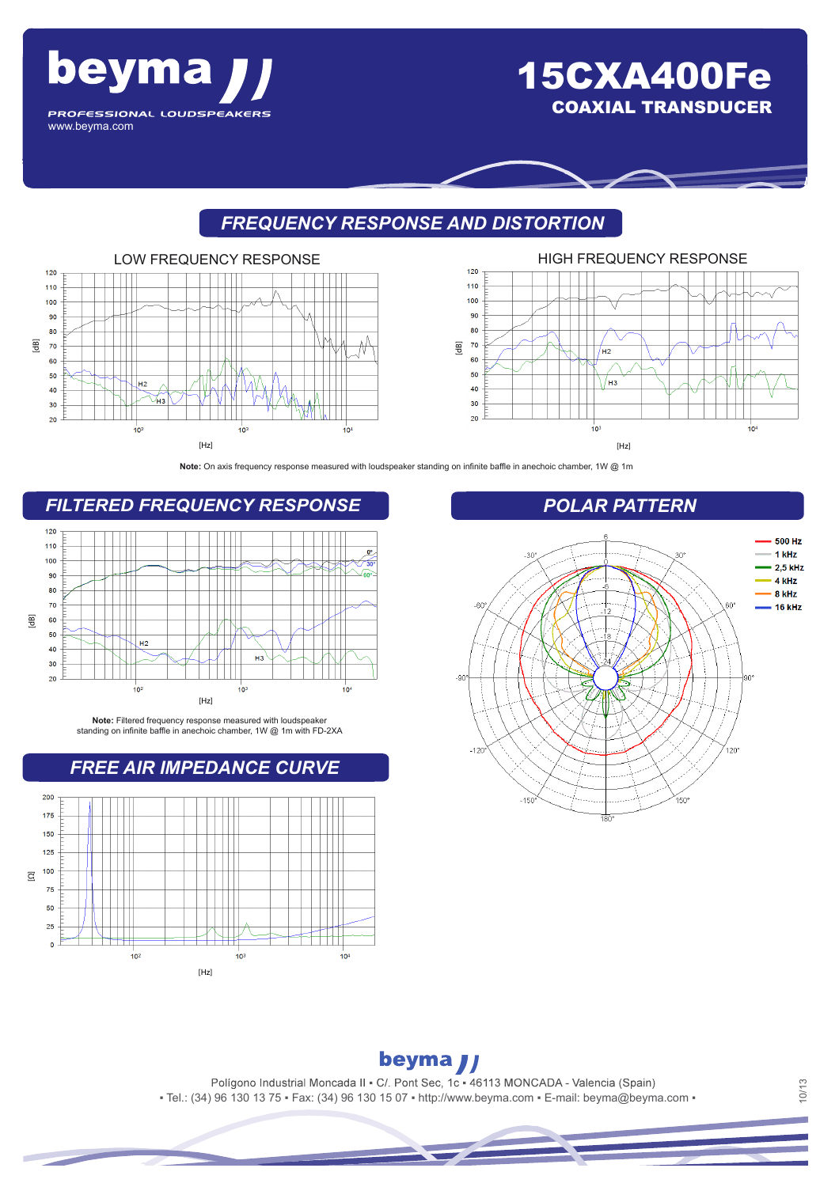beyma

PROFESSIONAL LOUDSPEAKERS

www.beyma.com

# 15CXA400Fe

## COAXIAL TRANSDUCER

## FREQUENCY RESPONSE AND DISTORTION

LOW FREQUENCY RESPONSE

120
110
100
90
80
70
60
50
40
30
20

[dB]

H2
H3

$10^2$ $10^3$ $10^4$

[Hz]

HIGH FREQUENCY RESPONSE

120
110
100
90
80
70
60
50
40
30
20

[dB]

H2
H3

$10^3$ $10^4$

[Hz]

**Note:** On axis frequency response measured with loudspeaker standing on infinite baffle in anechoic chamber, 1W @ 1m

## FILTERED FREQUENCY RESPONSE

120
110
100
90
80
70
60
50
40
30
20

[dB]

0°
30°
60°

H2
H3

$10^2$ $10^3$ $10^4$

[Hz]

**Note:** Filtered frequency response measured with loudspeaker standing on infinite baffle in anechoic chamber, 1W @ 1m with FD-2XA

## POLAR PATTERN

500 Hz
1 kHz
2,5 kHz
4 kHz
8 kHz
16 kHz

6
0
-6
-12
-18
-24

-30° 30°
-60° 60°
-90° 90°
-120° 120°
-150° 150°
180°

## FREE AIR IMPEDANCE CURVE

200
175
150
125
100
75
50
25
0

[Ω]

$10^2$ $10^3$ $10^4$

[Hz]

beyma

Polígono Industrial Moncada II • C/. Pont Sec, 1c • 46113 MONCADA - Valencia (Spain)
• Tel.: (34) 96 130 13 75 • Fax: (34) 96 130 15 07 • http://www.beyma.com • E-mail: beyma@beyma.com •

10/13